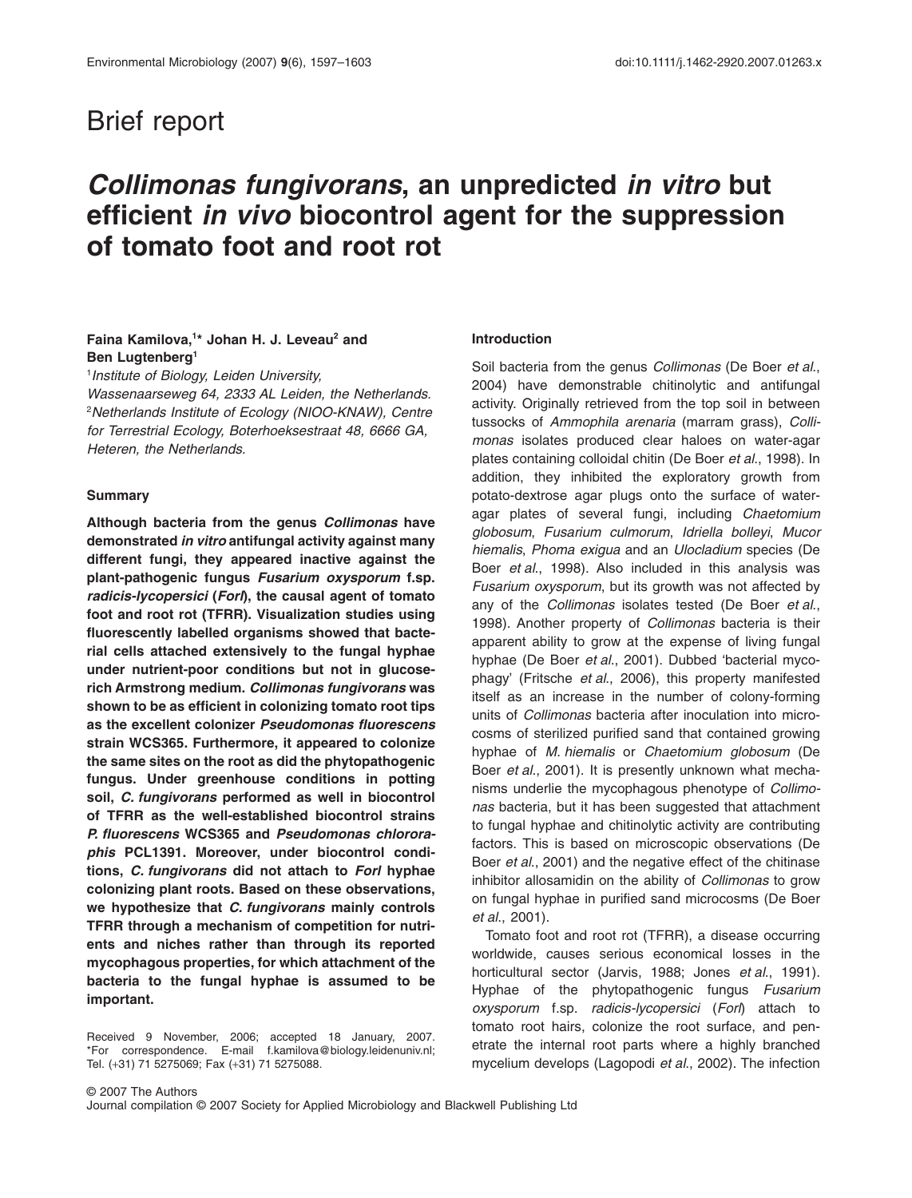Brief report

# *Collimonas fungivorans*, an unpredicted *in vitro* but efficient *in vivo* biocontrol agent for the suppression of tomato foot and root rot

**Faina Kamilova,[1]* Johan H. J. Leveau[2] and Ben Lugtenberg[1]**

[1]*Institute of Biology, Leiden University, Wassenaarseweg 64, 2333 AL Leiden, the Netherlands.*
[2]*Netherlands Institute of Ecology (NIOO-KNAW), Centre for Terrestrial Ecology, Boterhoeksestraat 48, 6666 GA, Heteren, the Netherlands.*

## Summary

**Although bacteria from the genus *Collimonas* have demonstrated *in vitro* antifungal activity against many different fungi, they appeared inactive against the plant-pathogenic fungus *Fusarium oxysporum* f.sp. *radicis-lycopersici* (*Forl*), the causal agent of tomato foot and root rot (TFRR). Visualization studies using fluorescently labelled organisms showed that bacterial cells attached extensively to the fungal hyphae under nutrient-poor conditions but not in glucose-rich Armstrong medium. *Collimonas fungivorans* was shown to be as efficient in colonizing tomato root tips as the excellent colonizer *Pseudomonas fluorescens* strain WCS365. Furthermore, it appeared to colonize the same sites on the root as did the phytopathogenic fungus. Under greenhouse conditions in potting soil, *C. fungivorans* performed as well in biocontrol of TFRR as the well-established biocontrol strains *P. fluorescens* WCS365 and *Pseudomonas chlororaphis* PCL1391. Moreover, under biocontrol conditions, *C. fungivorans* did not attach to *Forl* hyphae colonizing plant roots. Based on these observations, we hypothesize that *C. fungivorans* mainly controls TFRR through a mechanism of competition for nutrients and niches rather than through its reported mycophagous properties, for which attachment of the bacteria to the fungal hyphae is assumed to be important.**

Received 9 November, 2006; accepted 18 January, 2007. *For correspondence. E-mail f.kamilova@biology.leidenuniv.nl; Tel. (+31) 71 5275069; Fax (+31) 71 5275088.

## Introduction

Soil bacteria from the genus *Collimonas* (De Boer *et al*., 2004) have demonstrable chitinolytic and antifungal activity. Originally retrieved from the top soil in between tussocks of *Ammophila arenaria* (marram grass), *Collimonas* isolates produced clear haloes on water-agar plates containing colloidal chitin (De Boer *et al*., 1998). In addition, they inhibited the exploratory growth from potato-dextrose agar plugs onto the surface of water-agar plates of several fungi, including *Chaetomium globosum*, *Fusarium culmorum*, *Idriella bolleyi*, *Mucor hiemalis*, *Phoma exigua* and an *Ulocladium* species (De Boer *et al*., 1998). Also included in this analysis was *Fusarium oxysporum*, but its growth was not affected by any of the *Collimonas* isolates tested (De Boer *et al*., 1998). Another property of *Collimonas* bacteria is their apparent ability to grow at the expense of living fungal hyphae (De Boer *et al*., 2001). Dubbed 'bacterial mycophagy' (Fritsche *et al*., 2006), this property manifested itself as an increase in the number of colony-forming units of *Collimonas* bacteria after inoculation into microcosms of sterilized purified sand that contained growing hyphae of *M. hiemalis* or *Chaetomium globosum* (De Boer *et al*., 2001). It is presently unknown what mechanisms underlie the mycophagous phenotype of *Collimonas* bacteria, but it has been suggested that attachment to fungal hyphae and chitinolytic activity are contributing factors. This is based on microscopic observations (De Boer *et al*., 2001) and the negative effect of the chitinase inhibitor allosamidin on the ability of *Collimonas* to grow on fungal hyphae in purified sand microcosms (De Boer *et al*., 2001).

Tomato foot and root rot (TFRR), a disease occurring worldwide, causes serious economical losses in the horticultural sector (Jarvis, 1988; Jones *et al*., 1991). Hyphae of the phytopathogenic fungus *Fusarium oxysporum* f.sp. *radicis-lycopersici* (*Forl*) attach to tomato root hairs, colonize the root surface, and penetrate the internal root parts where a highly branched mycelium develops (Lagopodi *et al*., 2002). The infection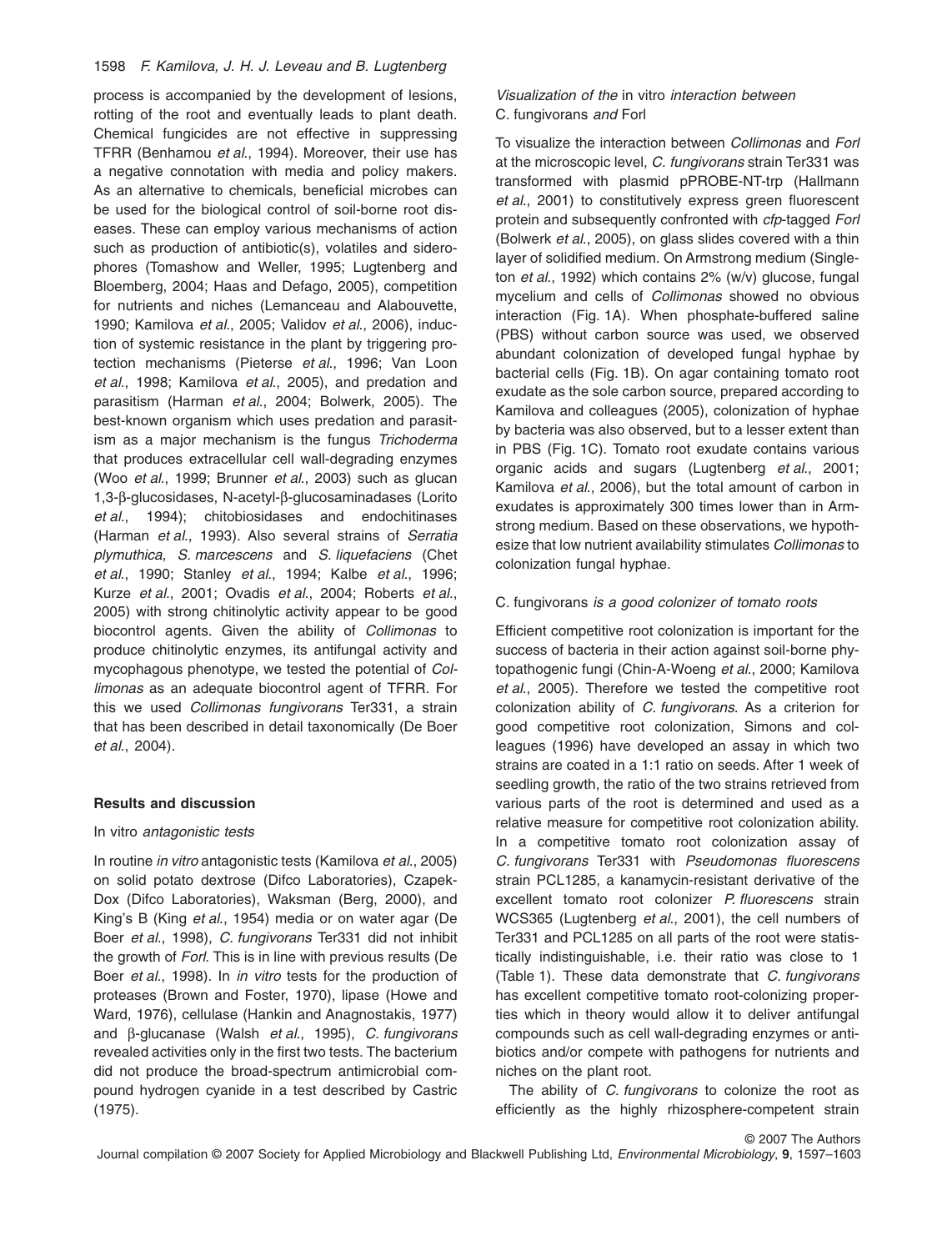process is accompanied by the development of lesions, rotting of the root and eventually leads to plant death. Chemical fungicides are not effective in suppressing TFRR (Benhamou *et al*., 1994). Moreover, their use has a negative connotation with media and policy makers. As an alternative to chemicals, beneficial microbes can be used for the biological control of soil-borne root diseases. These can employ various mechanisms of action such as production of antibiotic(s), volatiles and siderophores (Tomashow and Weller, 1995; Lugtenberg and Bloemberg, 2004; Haas and Defago, 2005), competition for nutrients and niches (Lemanceau and Alabouvette, 1990; Kamilova *et al*., 2005; Validov *et al*., 2006), induction of systemic resistance in the plant by triggering protection mechanisms (Pieterse *et al*., 1996; Van Loon *et al*., 1998; Kamilova *et al*., 2005), and predation and parasitism (Harman *et al*., 2004; Bolwerk, 2005). The best-known organism which uses predation and parasitism as a major mechanism is the fungus *Trichoderma* that produces extracellular cell wall-degrading enzymes (Woo *et al*., 1999; Brunner *et al*., 2003) such as glucan 1,3-β-glucosidases, N-acetyl-β-glucosaminadases (Lorito *et al*., 1994); chitobiosidases and endochitinases (Harman *et al*., 1993). Also several strains of *Serratia plymuthica*, *S. marcescens* and *S. liquefaciens* (Chet *et al*., 1990; Stanley *et al*., 1994; Kalbe *et al*., 1996; Kurze *et al*., 2001; Ovadis *et al*., 2004; Roberts *et al*., 2005) with strong chitinolytic activity appear to be good biocontrol agents. Given the ability of *Collimonas* to produce chitinolytic enzymes, its antifungal activity and mycophagous phenotype, we tested the potential of *Collimonas* as an adequate biocontrol agent of TFRR. For this we used *Collimonas fungivorans* Ter331, a strain that has been described in detail taxonomically (De Boer *et al*., 2004).

## Results and discussion

### *In vitro antagonistic tests*

In routine *in vitro* antagonistic tests (Kamilova *et al*., 2005) on solid potato dextrose (Difco Laboratories), Czapek-Dox (Difco Laboratories), Waksman (Berg, 2000), and King's B (King *et al*., 1954) media or on water agar (De Boer *et al*., 1998), *C. fungivorans* Ter331 did not inhibit the growth of *Forl*. This is in line with previous results (De Boer *et al*., 1998). In *in vitro* tests for the production of proteases (Brown and Foster, 1970), lipase (Howe and Ward, 1976), cellulase (Hankin and Anagnostakis, 1977) and β-glucanase (Walsh *et al*., 1995), *C. fungivorans* revealed activities only in the first two tests. The bacterium did not produce the broad-spectrum antimicrobial compound hydrogen cyanide in a test described by Castric (1975).

### *Visualization of the* in vitro *interaction between* C. fungivorans *and* Forl

To visualize the interaction between *Collimonas* and *Forl* at the microscopic level, *C. fungivorans* strain Ter331 was transformed with plasmid pPROBE-NT-trp (Hallmann *et al*., 2001) to constitutively express green fluorescent protein and subsequently confronted with *cfp*-tagged *Forl* (Bolwerk *et al*., 2005), on glass slides covered with a thin layer of solidified medium. On Armstrong medium (Singleton *et al*., 1992) which contains 2% (w/v) glucose, fungal mycelium and cells of *Collimonas* showed no obvious interaction (Fig. 1A). When phosphate-buffered saline (PBS) without carbon source was used, we observed abundant colonization of developed fungal hyphae by bacterial cells (Fig. 1B). On agar containing tomato root exudate as the sole carbon source, prepared according to Kamilova and colleagues (2005), colonization of hyphae by bacteria was also observed, but to a lesser extent than in PBS (Fig. 1C). Tomato root exudate contains various organic acids and sugars (Lugtenberg *et al*., 2001; Kamilova *et al*., 2006), but the total amount of carbon in exudates is approximately 300 times lower than in Armstrong medium. Based on these observations, we hypothesize that low nutrient availability stimulates *Collimonas* to colonization fungal hyphae.

### C. fungivorans *is a good colonizer of tomato roots*

Efficient competitive root colonization is important for the success of bacteria in their action against soil-borne phytopathogenic fungi (Chin-A-Woeng *et al*., 2000; Kamilova *et al*., 2005). Therefore we tested the competitive root colonization ability of *C. fungivorans*. As a criterion for good competitive root colonization, Simons and colleagues (1996) have developed an assay in which two strains are coated in a 1:1 ratio on seeds. After 1 week of seedling growth, the ratio of the two strains retrieved from various parts of the root is determined and used as a relative measure for competitive root colonization ability. In a competitive tomato root colonization assay of *C. fungivorans* Ter331 with *Pseudomonas fluorescens* strain PCL1285, a kanamycin-resistant derivative of the excellent tomato root colonizer *P. fluorescens* strain WCS365 (Lugtenberg *et al*., 2001), the cell numbers of Ter331 and PCL1285 on all parts of the root were statistically indistinguishable, i.e. their ratio was close to 1 (Table 1). These data demonstrate that *C. fungivorans* has excellent competitive tomato root-colonizing properties which in theory would allow it to deliver antifungal compounds such as cell wall-degrading enzymes or antibiotics and/or compete with pathogens for nutrients and niches on the plant root.

The ability of *C. fungivorans* to colonize the root as efficiently as the highly rhizosphere-competent strain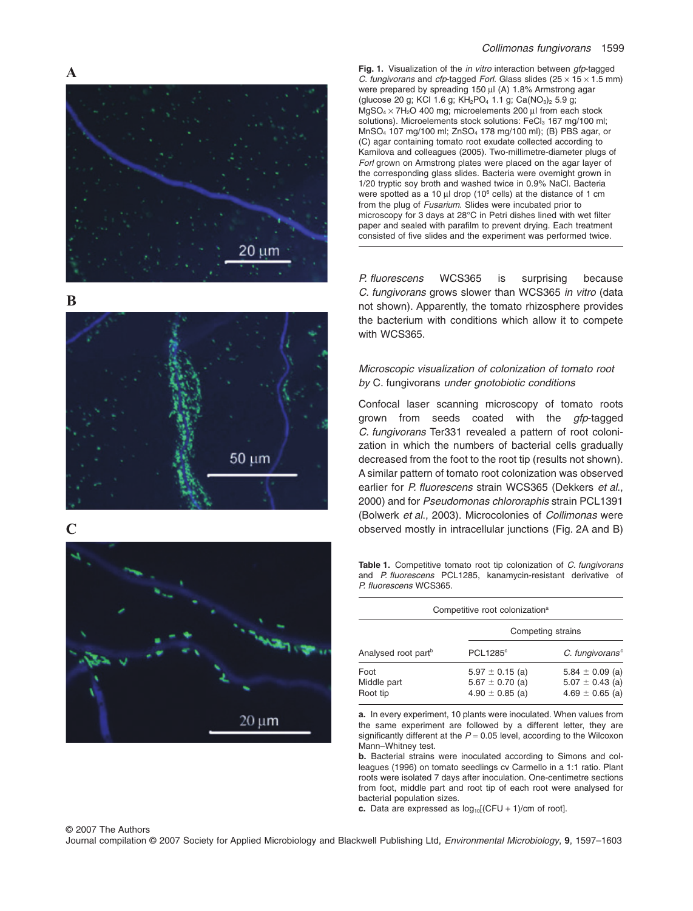**Fig. 1.** Visualization of the *in vitro* interaction between *gfp*-tagged *C. fungivorans* and *cfp*-tagged *Forl*. Glass slides ($25 \times 15 \times 1.5$ mm) were prepared by spreading 150 μl (A) 1.8% Armstrong agar (glucose 20 g; KCl 1.6 g; $KH_2PO_4$ 1.1 g; $Ca(NO_3)_2$ 5.9 g; $MgSO_4 \times 7H_2O$ 400 mg; microelements 200 μl from each stock solutions). Microelements stock solutions: $FeCl_3$ 167 mg/100 ml; $MnSO_4$ 107 mg/100 ml; $ZnSO_4$ 178 mg/100 ml); (B) PBS agar, or (C) agar containing tomato root exudate collected according to Kamilova and colleagues (2005). Two-millimetre-diameter plugs of *Forl* grown on Armstrong plates were placed on the agar layer of the corresponding glass slides. Bacteria were overnight grown in 1/20 tryptic soy broth and washed twice in 0.9% NaCl. Bacteria were spotted as a 10 μl drop ($10^6$ cells) at the distance of 1 cm from the plug of *Fusarium*. Slides were incubated prior to microscopy for 3 days at 28°C in Petri dishes lined with wet filter paper and sealed with parafilm to prevent drying. Each treatment consisted of five slides and the experiment was performed twice.

*P. fluorescens* WCS365 is surprising because *C. fungivorans* grows slower than WCS365 *in vitro* (data not shown). Apparently, the tomato rhizosphere provides the bacterium with conditions which allow it to compete with WCS365.

### *Microscopic visualization of colonization of tomato root by* C. fungivorans *under gnotobiotic conditions*

Confocal laser scanning microscopy of tomato roots grown from seeds coated with the *gfp*-tagged *C. fungivorans* Ter331 revealed a pattern of root colonization in which the numbers of bacterial cells gradually decreased from the foot to the root tip (results not shown). A similar pattern of tomato root colonization was observed earlier for *P. fluorescens* strain WCS365 (Dekkers *et al*., 2000) and for *Pseudomonas chlororaphis* strain PCL1391 (Bolwerk *et al*., 2003). Microcolonies of *Collimonas* were observed mostly in intracellular junctions (Fig. 2A and B)

**Table 1.** Competitive tomato root tip colonization of *C. fungivorans* and *P. fluorescens* PCL1285, kanamycin-resistant derivative of *P. fluorescens* WCS365.

| | Competitive root colonization[a] | |
|---|---|---|
| | Competing strains | |
| Analysed root part[b] | PCL1285[c] | *C. fungivorans*[c] |
| Foot | 5.97 ± 0.15 (a) | 5.84 ± 0.09 (a) |
| Middle part | 5.67 ± 0.70 (a) | 5.07 ± 0.43 (a) |
| Root tip | 4.90 ± 0.85 (a) | 4.69 ± 0.65 (a) |

**a.** In every experiment, 10 plants were inoculated. When values from the same experiment are followed by a different letter, they are significantly different at the $P = 0.05$ level, according to the Wilcoxon Mann–Whitney test.

**b.** Bacterial strains were inoculated according to Simons and colleagues (1996) on tomato seedlings cv Carmello in a 1:1 ratio. Plant roots were isolated 7 days after inoculation. One-centimetre sections from foot, middle part and root tip of each root were analysed for bacterial population sizes.

**c.** Data are expressed as $\log_{10}$[(CFU + 1)/cm of root].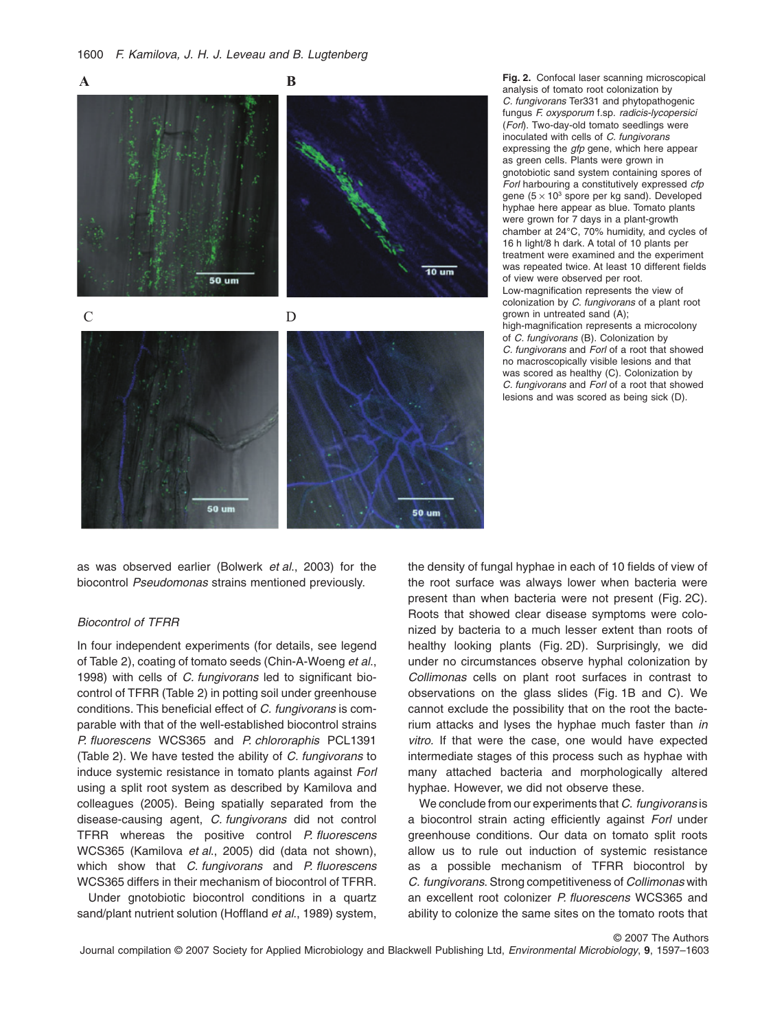**Fig. 2.** Confocal laser scanning microscopical analysis of tomato root colonization by *C. fungivorans* Ter331 and phytopathogenic fungus *F. oxysporum* f.sp. *radicis-lycopersici* (*Forl*). Two-day-old tomato seedlings were inoculated with cells of *C. fungivorans* expressing the *gfp* gene, which here appear as green cells. Plants were grown in gnotobiotic sand system containing spores of *Forl* harbouring a constitutively expressed *cfp* gene ($5 \times 10^3$ spore per kg sand). Developed hyphae here appear as blue. Tomato plants were grown for 7 days in a plant-growth chamber at 24°C, 70% humidity, and cycles of 16 h light/8 h dark. A total of 10 plants per treatment were examined and the experiment was repeated twice. At least 10 different fields of view were observed per root.
Low-magnification represents the view of colonization by *C. fungivorans* of a plant root grown in untreated sand (A);
high-magnification represents a microcolony of *C. fungivorans* (B). Colonization by *C. fungivorans* and *Forl* of a root that showed no macroscopically visible lesions and that was scored as healthy (C). Colonization by *C. fungivorans* and *Forl* of a root that showed lesions and was scored as being sick (D).

as was observed earlier (Bolwerk *et al.*, 2003) for the biocontrol *Pseudomonas* strains mentioned previously.

### *Biocontrol of TFRR*

In four independent experiments (for details, see legend of Table 2), coating of tomato seeds (Chin-A-Woeng *et al.*, 1998) with cells of *C. fungivorans* led to significant biocontrol of TFRR (Table 2) in potting soil under greenhouse conditions. This beneficial effect of *C. fungivorans* is comparable with that of the well-established biocontrol strains *P. fluorescens* WCS365 and *P. chlororaphis* PCL1391 (Table 2). We have tested the ability of *C. fungivorans* to induce systemic resistance in tomato plants against *Forl* using a split root system as described by Kamilova and colleagues (2005). Being spatially separated from the disease-causing agent, *C. fungivorans* did not control TFRR whereas the positive control *P. fluorescens* WCS365 (Kamilova *et al.*, 2005) did (data not shown), which show that *C. fungivorans* and *P. fluorescens* WCS365 differs in their mechanism of biocontrol of TFRR.

Under gnotobiotic biocontrol conditions in a quartz sand/plant nutrient solution (Hoffland *et al.*, 1989) system, the density of fungal hyphae in each of 10 fields of view of the root surface was always lower when bacteria were present than when bacteria were not present (Fig. 2C). Roots that showed clear disease symptoms were colonized by bacteria to a much lesser extent than roots of healthy looking plants (Fig. 2D). Surprisingly, we did under no circumstances observe hyphal colonization by *Collimonas* cells on plant root surfaces in contrast to observations on the glass slides (Fig. 1B and C). We cannot exclude the possibility that on the root the bacterium attacks and lyses the hyphae much faster than *in vitro*. If that were the case, one would have expected intermediate stages of this process such as hyphae with many attached bacteria and morphologically altered hyphae. However, we did not observe these.

We conclude from our experiments that *C. fungivorans* is a biocontrol strain acting efficiently against *Forl* under greenhouse conditions. Our data on tomato split roots allow us to rule out induction of systemic resistance as a possible mechanism of TFRR biocontrol by *C. fungivorans*. Strong competitiveness of *Collimonas* with an excellent root colonizer *P. fluorescens* WCS365 and ability to colonize the same sites on the tomato roots that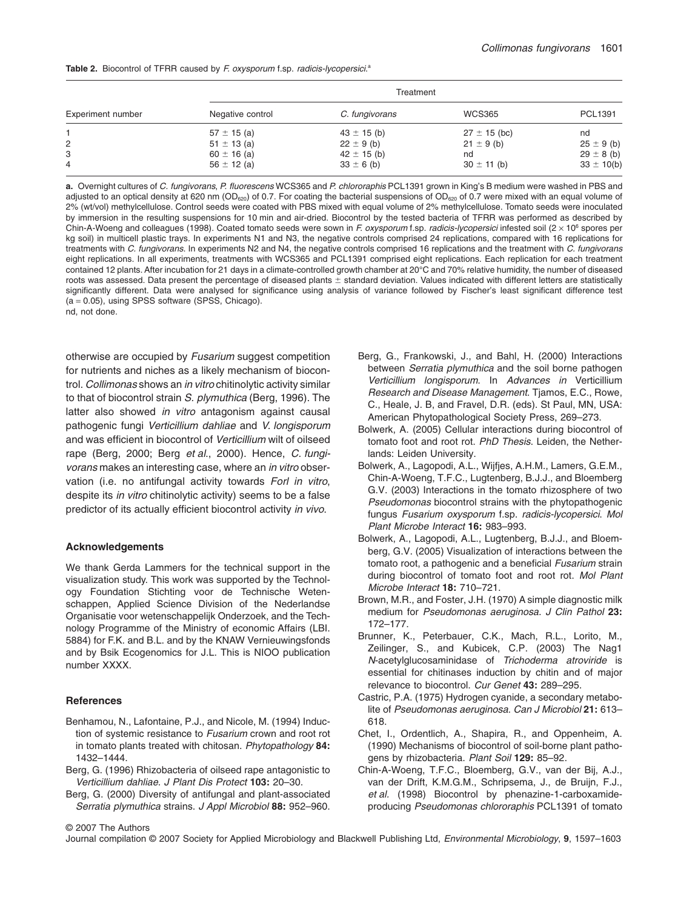**Table 2.** Biocontrol of TFRR caused by *F. oxysporum* f.sp. *radicis-lycopersici*.[a]

| Experiment number | Treatment | | | |
|---|---|---|---|---|
| | Negative control | *C. fungivorans* | WCS365 | PCL1391 |
| 1 | 57 ± 15 (a) | 43 ± 15 (b) | 27 ± 15 (bc) | nd |
| 2 | 51 ± 13 (a) | 22 ± 9 (b) | 21 ± 9 (b) | 25 ± 9 (b) |
| 3 | 60 ± 16 (a) | 42 ± 15 (b) | nd | 29 ± 8 (b) |
| 4 | 56 ± 12 (a) | 33 ± 6 (b) | 30 ± 11 (b) | 33 ± 10(b) |

**a.** Overnight cultures of *C. fungivorans*, *P. fluorescens* WCS365 and *P. chlororaphis* PCL1391 grown in King's B medium were washed in PBS and adjusted to an optical density at 620 nm ($OD_{620}$) of 0.7. For coating the bacterial suspensions of $OD_{620}$ of 0.7 were mixed with an equal volume of 2% (wt/vol) methylcellulose. Control seeds were coated with PBS mixed with equal volume of 2% methylcellulose. Tomato seeds were inoculated by immersion in the resulting suspensions for 10 min and air-dried. Biocontrol by the tested bacteria of TFRR was performed as described by Chin-A-Woeng and colleagues (1998). Coated tomato seeds were sown in *F. oxysporum* f.sp. *radicis-lycopersici* infested soil ($2 \times 10^6$ spores per kg soil) in multicell plastic trays. In experiments N1 and N3, the negative controls comprised 24 replications, compared with 16 replications for treatments with *C. fungivorans*. In experiments N2 and N4, the negative controls comprised 16 replications and the treatment with *C. fungivorans* eight replications. In all experiments, treatments with WCS365 and PCL1391 comprised eight replications. Each replication for each treatment contained 12 plants. After incubation for 21 days in a climate-controlled growth chamber at 20°C and 70% relative humidity, the number of diseased roots was assessed. Data present the percentage of diseased plants ± standard deviation. Values indicated with different letters are statistically significantly different. Data were analysed for significance using analysis of variance followed by Fischer's least significant difference test (a = 0.05), using SPSS software (SPSS, Chicago).
nd, not done.

otherwise are occupied by *Fusarium* suggest competition for nutrients and niches as a likely mechanism of biocontrol. *Collimonas* shows an *in vitro* chitinolytic activity similar to that of biocontrol strain *S. plymuthica* (Berg, 1996). The latter also showed *in vitro* antagonism against causal pathogenic fungi *Verticillium dahliae* and *V. longisporum* and was efficient in biocontrol of *Verticillium* wilt of oilseed rape (Berg, 2000; Berg *et al.*, 2000). Hence, *C. fungivorans* makes an interesting case, where an *in vitro* observation (i.e. no antifungal activity towards *Forl in vitro*, despite its *in vitro* chitinolytic activity) seems to be a false predictor of its actually efficient biocontrol activity *in vivo*.

## Acknowledgements

We thank Gerda Lammers for the technical support in the visualization study. This work was supported by the Technology Foundation Stichting voor de Technische Wetenschappen, Applied Science Division of the Nederlandse Organisatie voor wetenschappelijk Onderzoek, and the Technology Programme of the Ministry of economic Affairs (LBI. 5884) for F.K. and B.L. and by the KNAW Vernieuwingsfonds and by Bsik Ecogenomics for J.L. This is NIOO publication number XXXX.

## References

Benhamou, N., Lafontaine, P.J., and Nicole, M. (1994) Induction of systemic resistance to *Fusarium* crown and root rot in tomato plants treated with chitosan. *Phytopathology* **84:** 1432–1444.

Berg, G. (1996) Rhizobacteria of oilseed rape antagonistic to *Verticillium dahliae*. *J Plant Dis Protect* **103:** 20–30.

Berg, G. (2000) Diversity of antifungal and plant-associated *Serratia plymuthica* strains. *J Appl Microbiol* **88:** 952–960.

Berg, G., Frankowski, J., and Bahl, H. (2000) Interactions between *Serratia plymuthica* and the soil borne pathogen *Verticillium longisporum*. In *Advances in* Verticillium *Research and Disease Management*. Tjamos, E.C., Rowe, C., Heale, J. B, and Fravel, D.R. (eds). St Paul, MN, USA: American Phytopathological Society Press, 269–273.

Bolwerk, A. (2005) Cellular interactions during biocontrol of tomato foot and root rot. *PhD Thesis*. Leiden, the Netherlands: Leiden University.

Bolwerk, A., Lagopodi, A.L., Wijfjes, A.H.M., Lamers, G.E.M., Chin-A-Woeng, T.F.C., Lugtenberg, B.J.J., and Bloemberg G.V. (2003) Interactions in the tomato rhizosphere of two *Pseudomonas* biocontrol strains with the phytopathogenic fungus *Fusarium oxysporum* f.sp. *radicis-lycopersici*. *Mol Plant Microbe Interact* **16:** 983–993.

Bolwerk, A., Lagopodi, A.L., Lugtenberg, B.J.J., and Bloemberg, G.V. (2005) Visualization of interactions between the tomato root, a pathogenic and a beneficial *Fusarium* strain during biocontrol of tomato foot and root rot. *Mol Plant Microbe Interact* **18:** 710–721.

Brown, M.R., and Foster, J.H. (1970) A simple diagnostic milk medium for *Pseudomonas aeruginosa*. *J Clin Pathol* **23:** 172–177.

Brunner, K., Peterbauer, C.K., Mach, R.L., Lorito, M., Zeilinger, S., and Kubicek, C.P. (2003) The Nag1 *N*-acetylglucosaminidase of *Trichoderma atroviride* is essential for chitinases induction by chitin and of major relevance to biocontrol. *Cur Genet* **43:** 289–295.

Castric, P.A. (1975) Hydrogen cyanide, a secondary metabolite of *Pseudomonas aeruginosa*. *Can J Microbiol* **21:** 613–618.

Chet, I., Ordentlich, A., Shapira, R., and Oppenheim, A. (1990) Mechanisms of biocontrol of soil-borne plant pathogens by rhizobacteria. *Plant Soil* **129:** 85–92.

Chin-A-Woeng, T.F.C., Bloemberg, G.V., van der Bij, A.J., van der Drift, K.M.G.M., Schripsema, J., de Bruijn, F.J., *et al.* (1998) Biocontrol by phenazine-1-carboxamide-producing *Pseudomonas chlororaphis* PCL1391 of tomato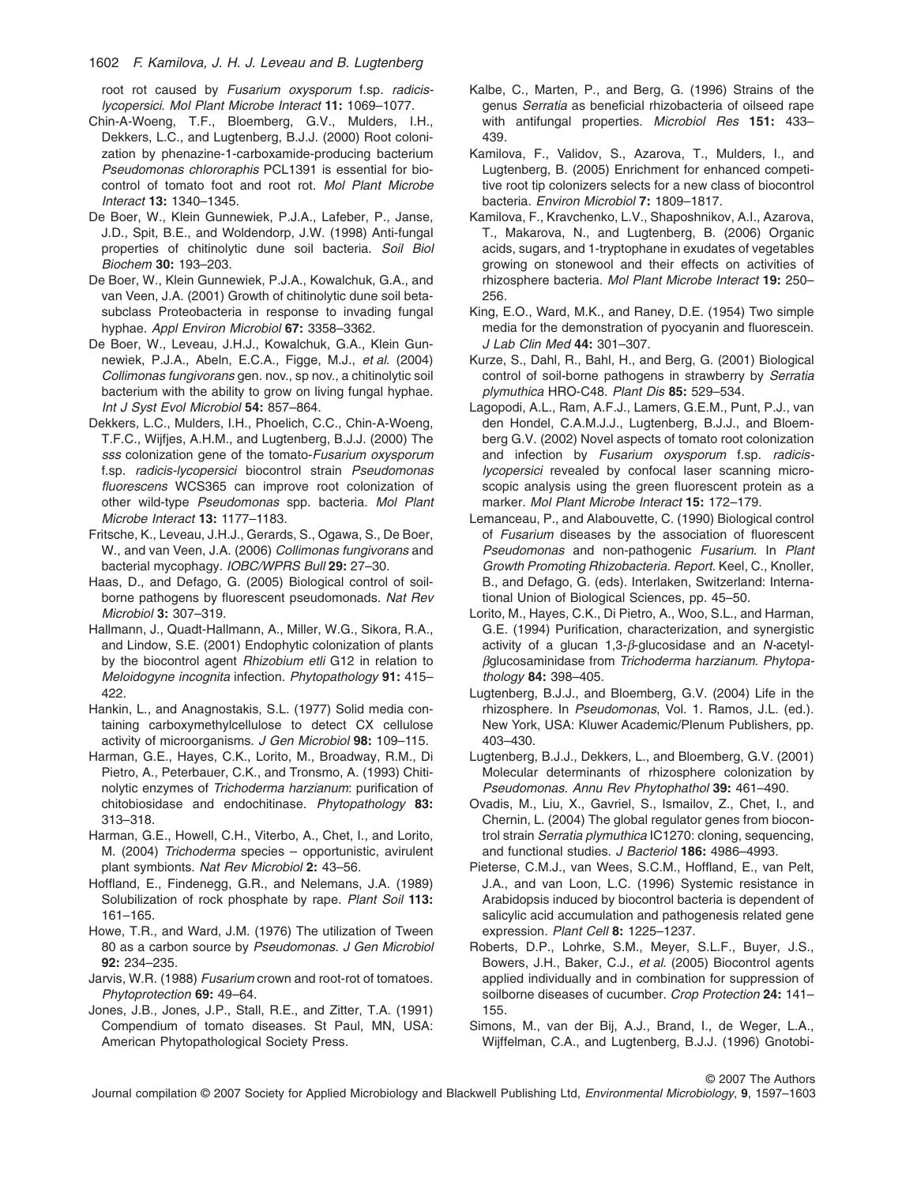root rot caused by *Fusarium oxysporum* f.sp. *radicis-lycopersici*. *Mol Plant Microbe Interact* **11:** 1069–1077.

Chin-A-Woeng, T.F., Bloemberg, G.V., Mulders, I.H., Dekkers, L.C., and Lugtenberg, B.J.J. (2000) Root colonization by phenazine-1-carboxamide-producing bacterium *Pseudomonas chlororaphis* PCL1391 is essential for biocontrol of tomato foot and root rot. *Mol Plant Microbe Interact* **13:** 1340–1345.

De Boer, W., Klein Gunnewiek, P.J.A., Lafeber, P., Janse, J.D., Spit, B.E., and Woldendorp, J.W. (1998) Anti-fungal properties of chitinolytic dune soil bacteria. *Soil Biol Biochem* **30:** 193–203.

De Boer, W., Klein Gunnewiek, P.J.A., Kowalchuk, G.A., and van Veen, J.A. (2001) Growth of chitinolytic dune soil beta-subclass Proteobacteria in response to invading fungal hyphae. *Appl Environ Microbiol* **67:** 3358–3362.

De Boer, W., Leveau, J.H.J., Kowalchuk, G.A., Klein Gunnewiek, P.J.A., Abeln, E.C.A., Figge, M.J., *et al.* (2004) *Collimonas fungivorans* gen. nov., sp nov., a chitinolytic soil bacterium with the ability to grow on living fungal hyphae. *Int J Syst Evol Microbiol* **54:** 857–864.

Dekkers, L.C., Mulders, I.H., Phoelich, C.C., Chin-A-Woeng, T.F.C., Wijfjes, A.H.M., and Lugtenberg, B.J.J. (2000) The *sss* colonization gene of the tomato-*Fusarium oxysporum* f.sp. *radicis-lycopersici* biocontrol strain *Pseudomonas fluorescens* WCS365 can improve root colonization of other wild-type *Pseudomonas* spp. bacteria. *Mol Plant Microbe Interact* **13:** 1177–1183.

Fritsche, K., Leveau, J.H.J., Gerards, S., Ogawa, S., De Boer, W., and van Veen, J.A. (2006) *Collimonas fungivorans* and bacterial mycophagy. *IOBC/WPRS Bull* **29:** 27–30.

Haas, D., and Defago, G. (2005) Biological control of soil-borne pathogens by fluorescent pseudomonads. *Nat Rev Microbiol* **3:** 307–319.

Hallmann, J., Quadt-Hallmann, A., Miller, W.G., Sikora, R.A., and Lindow, S.E. (2001) Endophytic colonization of plants by the biocontrol agent *Rhizobium etli* G12 in relation to *Meloidogyne incognita* infection. *Phytopathology* **91:** 415–422.

Hankin, L., and Anagnostakis, S.L. (1977) Solid media containing carboxymethylcellulose to detect CX cellulose activity of microorganisms. *J Gen Microbiol* **98:** 109–115.

Harman, G.E., Hayes, C.K., Lorito, M., Broadway, R.M., Di Pietro, A., Peterbauer, C.K., and Tronsmo, A. (1993) Chitinolytic enzymes of *Trichoderma harzianum*: purification of chitobiosidase and endochitinase. *Phytopathology* **83:** 313–318.

Harman, G.E., Howell, C.H., Viterbo, A., Chet, I., and Lorito, M. (2004) *Trichoderma* species – opportunistic, avirulent plant symbionts. *Nat Rev Microbiol* **2:** 43–56.

Hoffland, E., Findenegg, G.R., and Nelemans, J.A. (1989) Solubilization of rock phosphate by rape. *Plant Soil* **113:** 161–165.

Howe, T.R., and Ward, J.M. (1976) The utilization of Tween 80 as a carbon source by *Pseudomonas*. *J Gen Microbiol* **92:** 234–235.

Jarvis, W.R. (1988) *Fusarium* crown and root-rot of tomatoes. *Phytoprotection* **69:** 49–64.

Jones, J.B., Jones, J.P., Stall, R.E., and Zitter, T.A. (1991) Compendium of tomato diseases. St Paul, MN, USA: American Phytopathological Society Press.

Kalbe, C., Marten, P., and Berg, G. (1996) Strains of the genus *Serratia* as beneficial rhizobacteria of oilseed rape with antifungal properties. *Microbiol Res* **151:** 433–439.

Kamilova, F., Validov, S., Azarova, T., Mulders, I., and Lugtenberg, B. (2005) Enrichment for enhanced competitive root tip colonizers selects for a new class of biocontrol bacteria. *Environ Microbiol* **7:** 1809–1817.

Kamilova, F., Kravchenko, L.V., Shaposhnikov, A.I., Azarova, T., Makarova, N., and Lugtenberg, B. (2006) Organic acids, sugars, and 1-tryptophane in exudates of vegetables growing on stonewool and their effects on activities of rhizosphere bacteria. *Mol Plant Microbe Interact* **19:** 250–256.

King, E.O., Ward, M.K., and Raney, D.E. (1954) Two simple media for the demonstration of pyocyanin and fluorescein. *J Lab Clin Med* **44:** 301–307.

Kurze, S., Dahl, R., Bahl, H., and Berg, G. (2001) Biological control of soil-borne pathogens in strawberry by *Serratia plymuthica* HRO-C48. *Plant Dis* **85:** 529–534.

Lagopodi, A.L., Ram, A.F.J., Lamers, G.E.M., Punt, P.J., van den Hondel, C.A.M.J.J., Lugtenberg, B.J.J., and Bloemberg G.V. (2002) Novel aspects of tomato root colonization and infection by *Fusarium oxysporum* f.sp. *radicis-lycopersici* revealed by confocal laser scanning microscopic analysis using the green fluorescent protein as a marker. *Mol Plant Microbe Interact* **15:** 172–179.

Lemanceau, P., and Alabouvette, C. (1990) Biological control of *Fusarium* diseases by the association of fluorescent *Pseudomonas* and non-pathogenic *Fusarium*. In *Plant Growth Promoting Rhizobacteria. Report*. Keel, C., Knoller, B., and Defago, G. (eds). Interlaken, Switzerland: International Union of Biological Sciences, pp. 45–50.

Lorito, M., Hayes, C.K., Di Pietro, A., Woo, S.L., and Harman, G.E. (1994) Purification, characterization, and synergistic activity of a glucan 1,3-$\beta$-glucosidase and an *N*-acetyl-$\beta$glucosaminidase from *Trichoderma harzianum*. *Phytopathology* **84:** 398–405.

Lugtenberg, B.J.J., and Bloemberg, G.V. (2004) Life in the rhizosphere. In *Pseudomonas*, Vol. 1. Ramos, J.L. (ed.). New York, USA: Kluwer Academic/Plenum Publishers, pp. 403–430.

Lugtenberg, B.J.J., Dekkers, L., and Bloemberg, G.V. (2001) Molecular determinants of rhizosphere colonization by *Pseudomonas*. *Annu Rev Phytophathol* **39:** 461–490.

Ovadis, M., Liu, X., Gavriel, S., Ismailov, Z., Chet, I., and Chernin, L. (2004) The global regulator genes from biocontrol strain *Serratia plymuthica* IC1270: cloning, sequencing, and functional studies. *J Bacteriol* **186:** 4986–4993.

Pieterse, C.M.J., van Wees, S.C.M., Hoffland, E., van Pelt, J.A., and van Loon, L.C. (1996) Systemic resistance in Arabidopsis induced by biocontrol bacteria is dependent of salicylic acid accumulation and pathogenesis related gene expression. *Plant Cell* **8:** 1225–1237.

Roberts, D.P., Lohrke, S.M., Meyer, S.L.F., Buyer, J.S., Bowers, J.H., Baker, C.J., *et al.* (2005) Biocontrol agents applied individually and in combination for suppression of soilborne diseases of cucumber. *Crop Protection* **24:** 141–155.

Simons, M., van der Bij, A.J., Brand, I., de Weger, L.A., Wijffelman, C.A., and Lugtenberg, B.J.J. (1996) Gnotobi-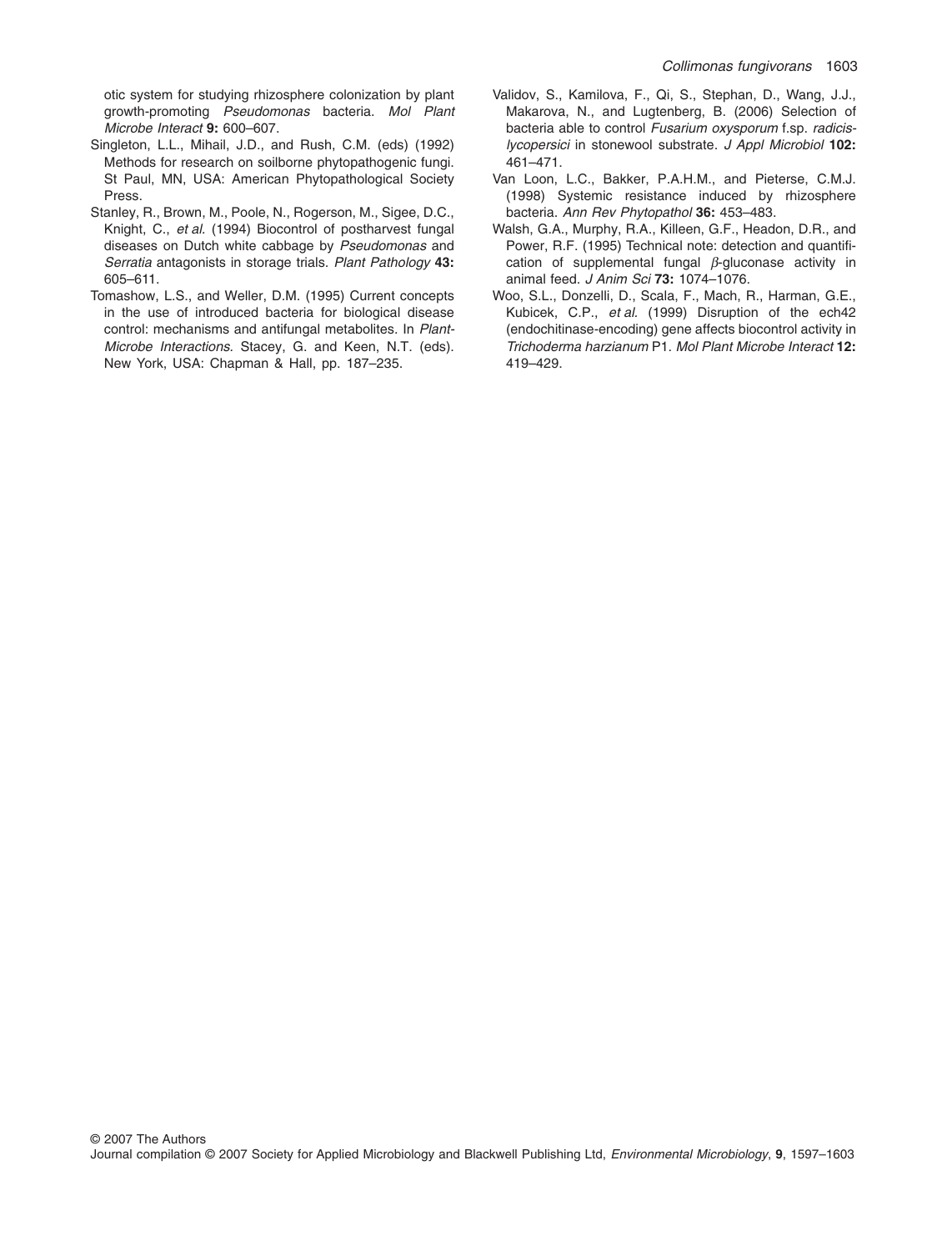otic system for studying rhizosphere colonization by plant growth-promoting *Pseudomonas* bacteria. *Mol Plant Microbe Interact* **9:** 600–607.

Singleton, L.L., Mihail, J.D., and Rush, C.M. (eds) (1992) Methods for research on soilborne phytopathogenic fungi. St Paul, MN, USA: American Phytopathological Society Press.

Stanley, R., Brown, M., Poole, N., Rogerson, M., Sigee, D.C., Knight, C., *et al.* (1994) Biocontrol of postharvest fungal diseases on Dutch white cabbage by *Pseudomonas* and *Serratia* antagonists in storage trials. *Plant Pathology* **43:** 605–611.

Tomashow, L.S., and Weller, D.M. (1995) Current concepts in the use of introduced bacteria for biological disease control: mechanisms and antifungal metabolites. In *Plant-Microbe Interactions*. Stacey, G. and Keen, N.T. (eds). New York, USA: Chapman & Hall, pp. 187–235.

Validov, S., Kamilova, F., Qi, S., Stephan, D., Wang, J.J., Makarova, N., and Lugtenberg, B. (2006) Selection of bacteria able to control *Fusarium oxysporum* f.sp. *radicis-lycopersici* in stonewool substrate. *J Appl Microbiol* **102:** 461–471.

Van Loon, L.C., Bakker, P.A.H.M., and Pieterse, C.M.J. (1998) Systemic resistance induced by rhizosphere bacteria. *Ann Rev Phytopathol* **36:** 453–483.

Walsh, G.A., Murphy, R.A., Killeen, G.F., Headon, D.R., and Power, R.F. (1995) Technical note: detection and quantification of supplemental fungal $\beta$-gluconase activity in animal feed. *J Anim Sci* **73:** 1074–1076.

Woo, S.L., Donzelli, D., Scala, F., Mach, R., Harman, G.E., Kubicek, C.P., *et al.* (1999) Disruption of the ech42 (endochitinase-encoding) gene affects biocontrol activity in *Trichoderma harzianum* P1. *Mol Plant Microbe Interact* **12:** 419–429.